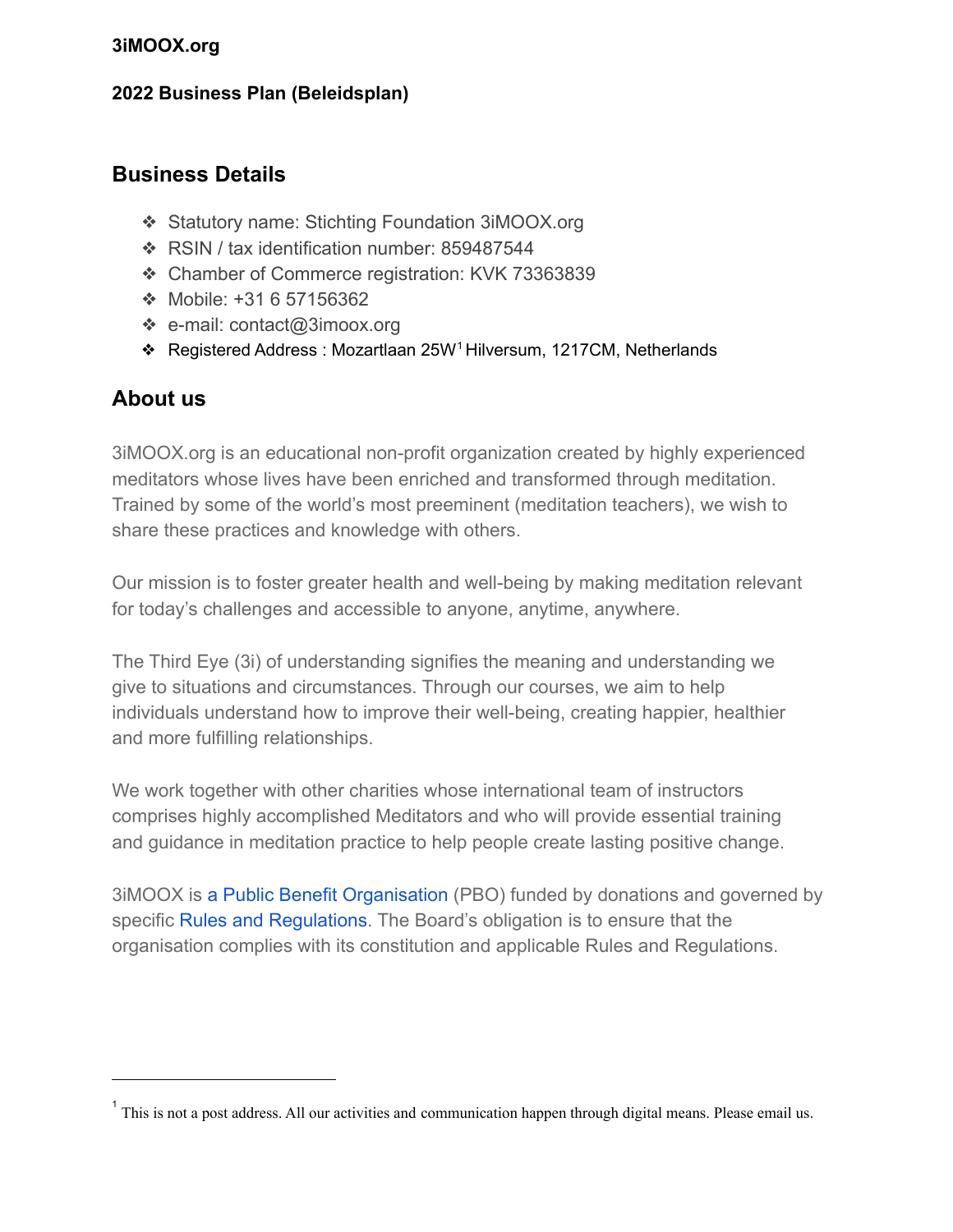**3iMOOX.org**

**2022 Business Plan (Beleidsplan)**

## Business Details

- Statutory name: Stichting Foundation 3iMOOX.org
- RSIN / tax identification number: 859487544
- Chamber of Commerce registration: KVK 73363839
- Mobile: +31 6 57156362
- e-mail: contact@3imoox.org
- Registered Address : Mozartlaan 25W[1] Hilversum, 1217CM, Netherlands

## About us

3iMOOX.org is an educational non-profit organization created by highly experienced meditators whose lives have been enriched and transformed through meditation. Trained by some of the world's most preeminent (meditation teachers), we wish to share these practices and knowledge with others.

Our mission is to foster greater health and well-being by making meditation relevant for today's challenges and accessible to anyone, anytime, anywhere.

The Third Eye (3i) of understanding signifies the meaning and understanding we give to situations and circumstances. Through our courses, we aim to help individuals understand how to improve their well-being, creating happier, healthier and more fulfilling relationships.

We work together with other charities whose international team of instructors comprises highly accomplished Meditators and who will provide essential training and guidance in meditation practice to help people create lasting positive change.

3iMOOX is a Public Benefit Organisation (PBO) funded by donations and governed by specific Rules and Regulations. The Board's obligation is to ensure that the organisation complies with its constitution and applicable Rules and Regulations.

---

[1] This is not a post address. All our activities and communication happen through digital means. Please email us.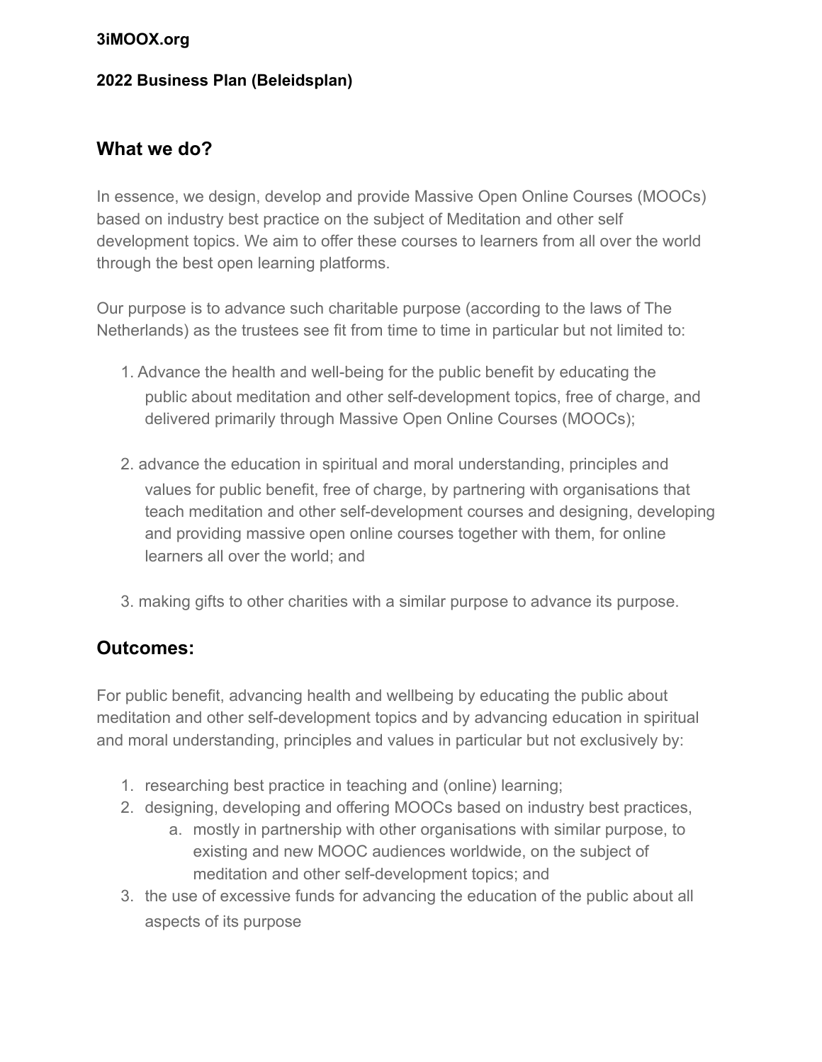**3iMOOX.org**

**2022 Business Plan (Beleidsplan)**

## What we do?

In essence, we design, develop and provide Massive Open Online Courses (MOOCs) based on industry best practice on the subject of Meditation and other self development topics. We aim to offer these courses to learners from all over the world through the best open learning platforms.

Our purpose is to advance such charitable purpose (according to the laws of The Netherlands) as the trustees see fit from time to time in particular but not limited to:

1. Advance the health and well-being for the public benefit by educating the public about meditation and other self-development topics, free of charge, and delivered primarily through Massive Open Online Courses (MOOCs);

2. advance the education in spiritual and moral understanding, principles and values for public benefit, free of charge, by partnering with organisations that teach meditation and other self-development courses and designing, developing and providing massive open online courses together with them, for online learners all over the world; and

3. making gifts to other charities with a similar purpose to advance its purpose.

## Outcomes:

For public benefit, advancing health and wellbeing by educating the public about meditation and other self-development topics and by advancing education in spiritual and moral understanding, principles and values in particular but not exclusively by:

1. researching best practice in teaching and (online) learning;
2. designing, developing and offering MOOCs based on industry best practices,
   a. mostly in partnership with other organisations with similar purpose, to existing and new MOOC audiences worldwide, on the subject of meditation and other self-development topics; and
3. the use of excessive funds for advancing the education of the public about all aspects of its purpose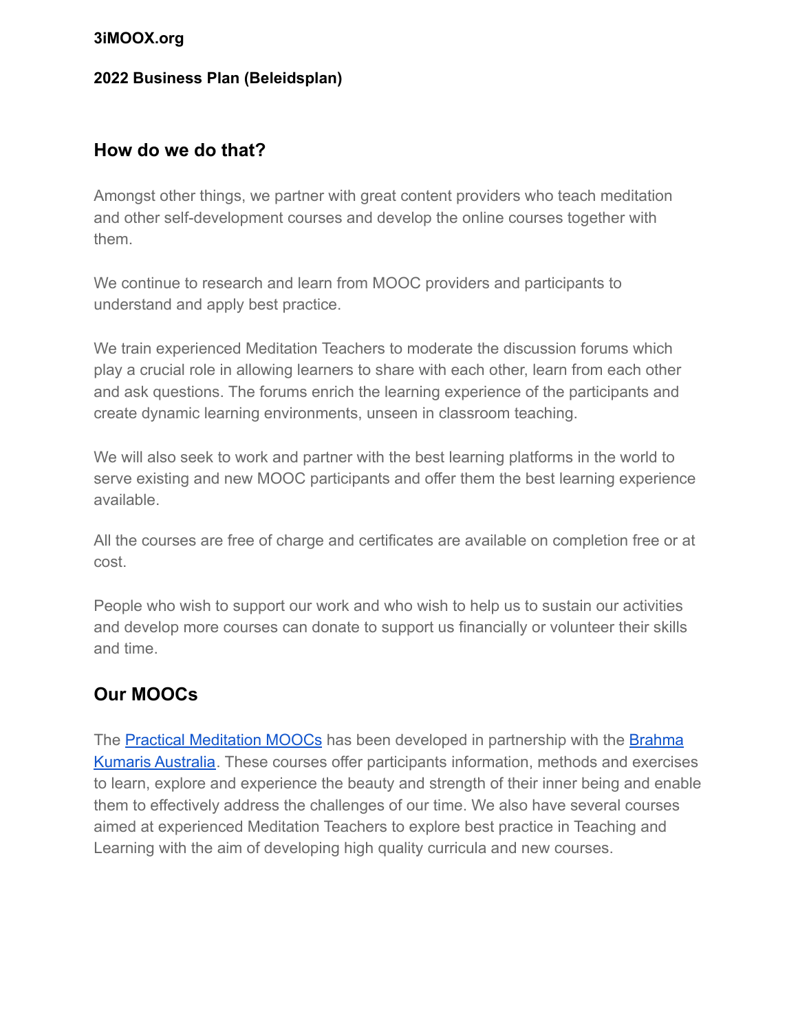## How do we do that?

Amongst other things, we partner with great content providers who teach meditation and other self-development courses and develop the online courses together with them.

We continue to research and learn from MOOC providers and participants to understand and apply best practice.

We train experienced Meditation Teachers to moderate the discussion forums which play a crucial role in allowing learners to share with each other, learn from each other and ask questions. The forums enrich the learning experience of the participants and create dynamic learning environments, unseen in classroom teaching.

We will also seek to work and partner with the best learning platforms in the world to serve existing and new MOOC participants and offer them the best learning experience available.

All the courses are free of charge and certificates are available on completion free or at cost.

People who wish to support our work and who wish to help us to sustain our activities and develop more courses can donate to support us financially or volunteer their skills and time.

## Our MOOCs

The Practical Meditation MOOCs has been developed in partnership with the Brahma Kumaris Australia. These courses offer participants information, methods and exercises to learn, explore and experience the beauty and strength of their inner being and enable them to effectively address the challenges of our time. We also have several courses aimed at experienced Meditation Teachers to explore best practice in Teaching and Learning with the aim of developing high quality curricula and new courses.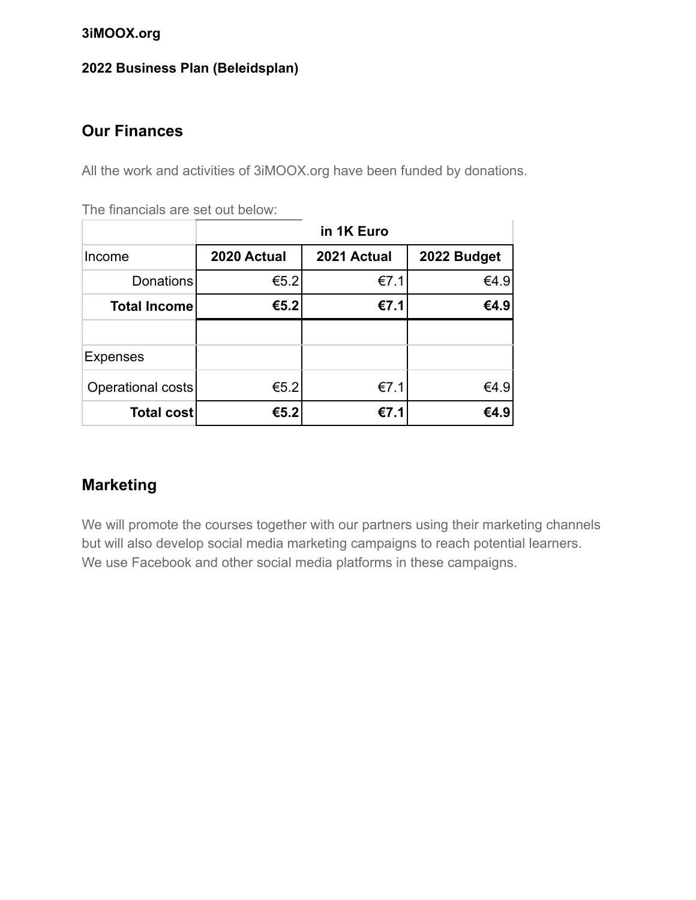**3iMOOX.org**

**2022 Business Plan (Beleidsplan)**

## Our Finances

All the work and activities of 3iMOOX.org have been funded by donations.

The financials are set out below:

| | in 1K Euro | | |
|---|---|---|---|
| Income | **2020 Actual** | **2021 Actual** | **2022 Budget** |
| Donations | €5.2 | €7.1 | €4.9 |
| **Total Income** | **€5.2** | **€7.1** | **€4.9** |
| | | | |
| Expenses | | | |
| Operational costs | €5.2 | €7.1 | €4.9 |
| **Total cost** | **€5.2** | **€7.1** | **€4.9** |

## Marketing

We will promote the courses together with our partners using their marketing channels but will also develop social media marketing campaigns to reach potential learners. We use Facebook and other social media platforms in these campaigns.